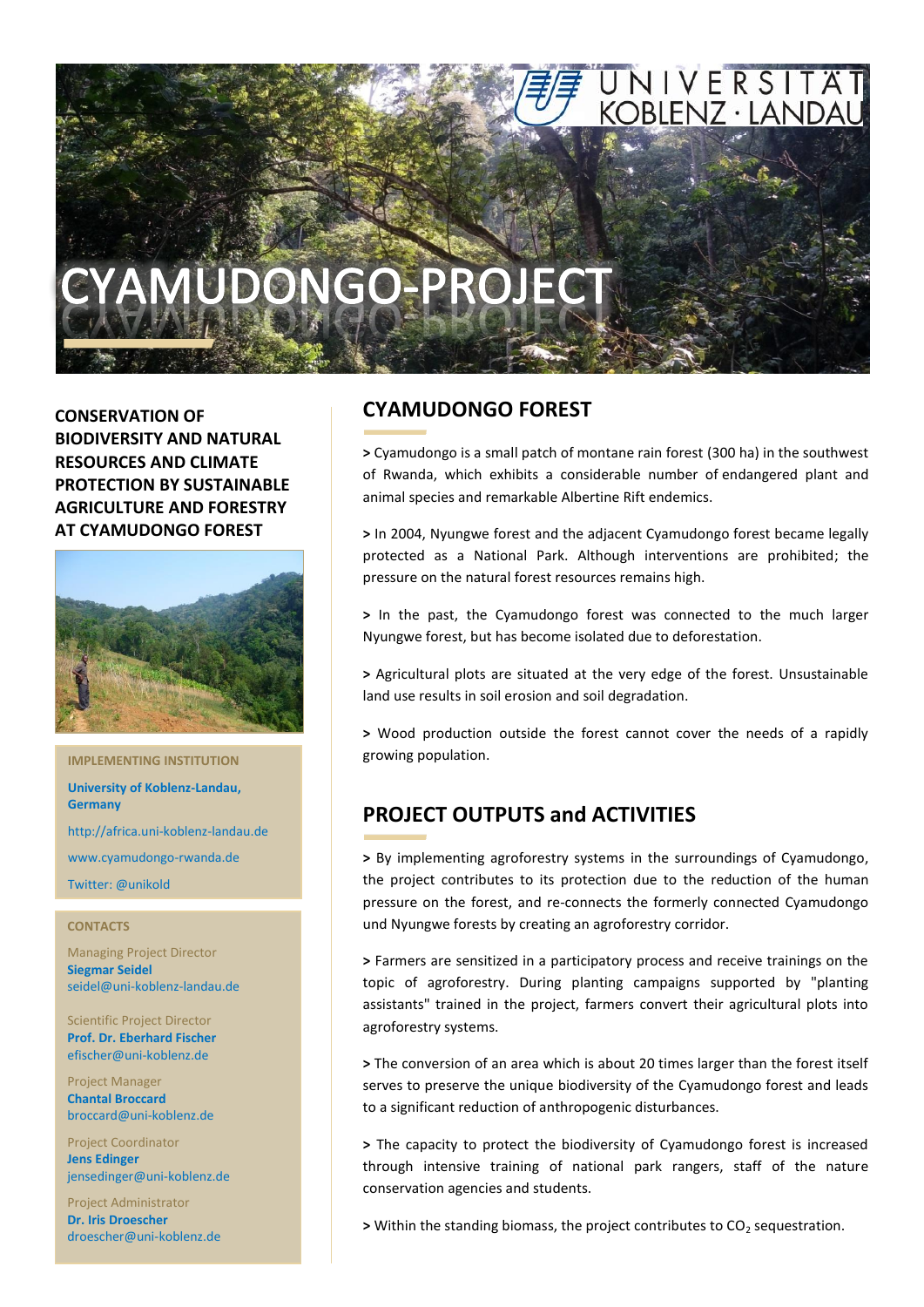# CYAMUDONGO-PROJECT

UNIVERSITÄT KOBLENZ · LANDAU

**CONSERVATION OF BIODIVERSITY AND NATURAL RESOURCES AND CLIMATE PROTECTION BY SUSTAINABLE AGRICULTURE AND FORESTRY AT CYAMUDONGO FOREST**

**IMPLEMENTING INSTITUTION**

**University of Koblenz-Landau, Germany**

http://africa.uni-koblenz-landau.de

www.cyamudongo-rwanda.de

Twitter: @unikold

**CONTACTS**

Managing Project Director
**Siegmar Seidel**
seidel@uni-koblenz-landau.de

Scientific Project Director
**Prof. Dr. Eberhard Fischer**
efischer@uni-koblenz.de

Project Manager
**Chantal Broccard**
broccard@uni-koblenz.de

Project Coordinator
**Jens Edinger**
jensedinger@uni-koblenz.de

Project Administrator
**Dr. Iris Droescher**
droescher@uni-koblenz.de

## CYAMUDONGO FOREST

**>** Cyamudongo is a small patch of montane rain forest (300 ha) in the southwest of Rwanda, which exhibits a considerable number of endangered plant and animal species and remarkable Albertine Rift endemics.

**>** In 2004, Nyungwe forest and the adjacent Cyamudongo forest became legally protected as a National Park. Although interventions are prohibited; the pressure on the natural forest resources remains high.

**>** In the past, the Cyamudongo forest was connected to the much larger Nyungwe forest, but has become isolated due to deforestation.

**>** Agricultural plots are situated at the very edge of the forest. Unsustainable land use results in soil erosion and soil degradation.

**>** Wood production outside the forest cannot cover the needs of a rapidly growing population.

## PROJECT OUTPUTS and ACTIVITIES

**>** By implementing agroforestry systems in the surroundings of Cyamudongo, the project contributes to its protection due to the reduction of the human pressure on the forest, and re-connects the formerly connected Cyamudongo und Nyungwe forests by creating an agroforestry corridor.

**>** Farmers are sensitized in a participatory process and receive trainings on the topic of agroforestry. During planting campaigns supported by "planting assistants" trained in the project, farmers convert their agricultural plots into agroforestry systems.

**>** The conversion of an area which is about 20 times larger than the forest itself serves to preserve the unique biodiversity of the Cyamudongo forest and leads to a significant reduction of anthropogenic disturbances.

**>** The capacity to protect the biodiversity of Cyamudongo forest is increased through intensive training of national park rangers, staff of the nature conservation agencies and students.

**>** Within the standing biomass, the project contributes to $CO_2$ sequestration.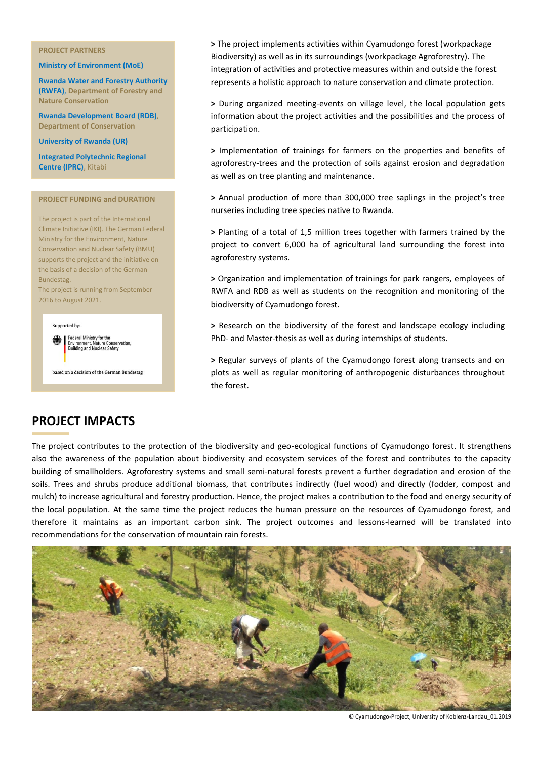**PROJECT PARTNERS**

**Ministry of Environment (MoE)**

**Rwanda Water and Forestry Authority (RWFA), Department of Forestry and Nature Conservation**

**Rwanda Development Board (RDB), Department of Conservation**

**University of Rwanda (UR)**

**Integrated Polytechnic Regional Centre (IPRC)**, Kitabi

**PROJECT FUNDING and DURATION**

The project is part of the International Climate Initiative (IKI). The German Federal Ministry for the Environment, Nature Conservation and Nuclear Safety (BMU) supports the project and the initiative on the basis of a decision of the German Bundestag.
The project is running from September 2016 to August 2021.

Supported by:

Federal Ministry for the Environment, Nature Conservation, Building and Nuclear Safety

based on a decision of the German Bundestag

> The project implements activities within Cyamudongo forest (workpackage Biodiversity) as well as in its surroundings (workpackage Agroforestry). The integration of activities and protective measures within and outside the forest represents a holistic approach to nature conservation and climate protection.

> During organized meeting-events on village level, the local population gets information about the project activities and the possibilities and the process of participation.

> Implementation of trainings for farmers on the properties and benefits of agroforestry-trees and the protection of soils against erosion and degradation as well as on tree planting and maintenance.

> Annual production of more than 300,000 tree saplings in the project's tree nurseries including tree species native to Rwanda.

> Planting of a total of 1,5 million trees together with farmers trained by the project to convert 6,000 ha of agricultural land surrounding the forest into agroforestry systems.

> Organization and implementation of trainings for park rangers, employees of RWFA and RDB as well as students on the recognition and monitoring of the biodiversity of Cyamudongo forest.

> Research on the biodiversity of the forest and landscape ecology including PhD- and Master-thesis as well as during internships of students.

> Regular surveys of plants of the Cyamudongo forest along transects and on plots as well as regular monitoring of anthropogenic disturbances throughout the forest.

## PROJECT IMPACTS

The project contributes to the protection of the biodiversity and geo-ecological functions of Cyamudongo forest. It strengthens also the awareness of the population about biodiversity and ecosystem services of the forest and contributes to the capacity building of smallholders. Agroforestry systems and small semi-natural forests prevent a further degradation and erosion of the soils. Trees and shrubs produce additional biomass, that contributes indirectly (fuel wood) and directly (fodder, compost and mulch) to increase agricultural and forestry production. Hence, the project makes a contribution to the food and energy security of the local population. At the same time the project reduces the human pressure on the resources of Cyamudongo forest, and therefore it maintains as an important carbon sink. The project outcomes and lessons-learned will be translated into recommendations for the conservation of mountain rain forests.

© Cyamudongo-Project, University of Koblenz-Landau_01.2019